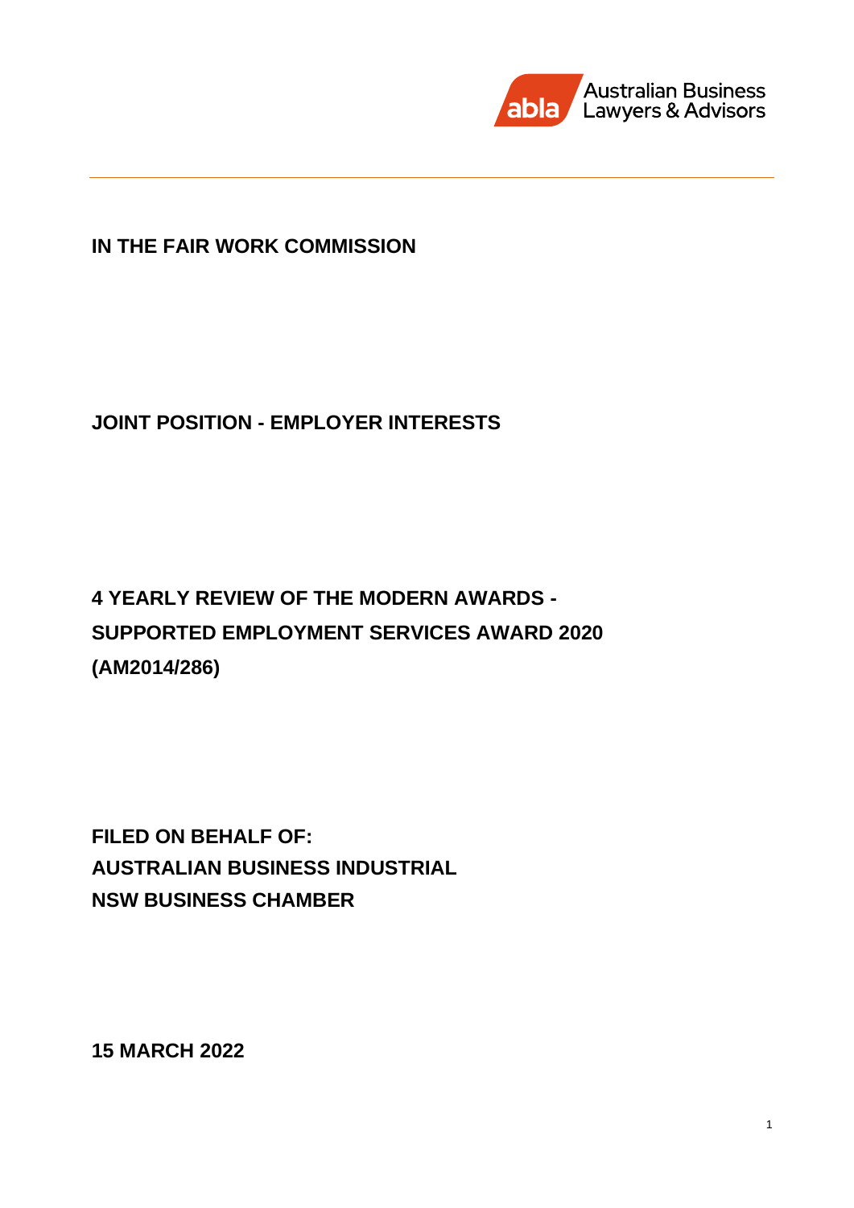Australian Business Lawyers & Advisors

**IN THE FAIR WORK COMMISSION**

**JOINT POSITION - EMPLOYER INTERESTS**

# 4 YEARLY REVIEW OF THE MODERN AWARDS - SUPPORTED EMPLOYMENT SERVICES AWARD 2020 (AM2014/286)

**FILED ON BEHALF OF:**
**AUSTRALIAN BUSINESS INDUSTRIAL**
**NSW BUSINESS CHAMBER**

**15 MARCH 2022**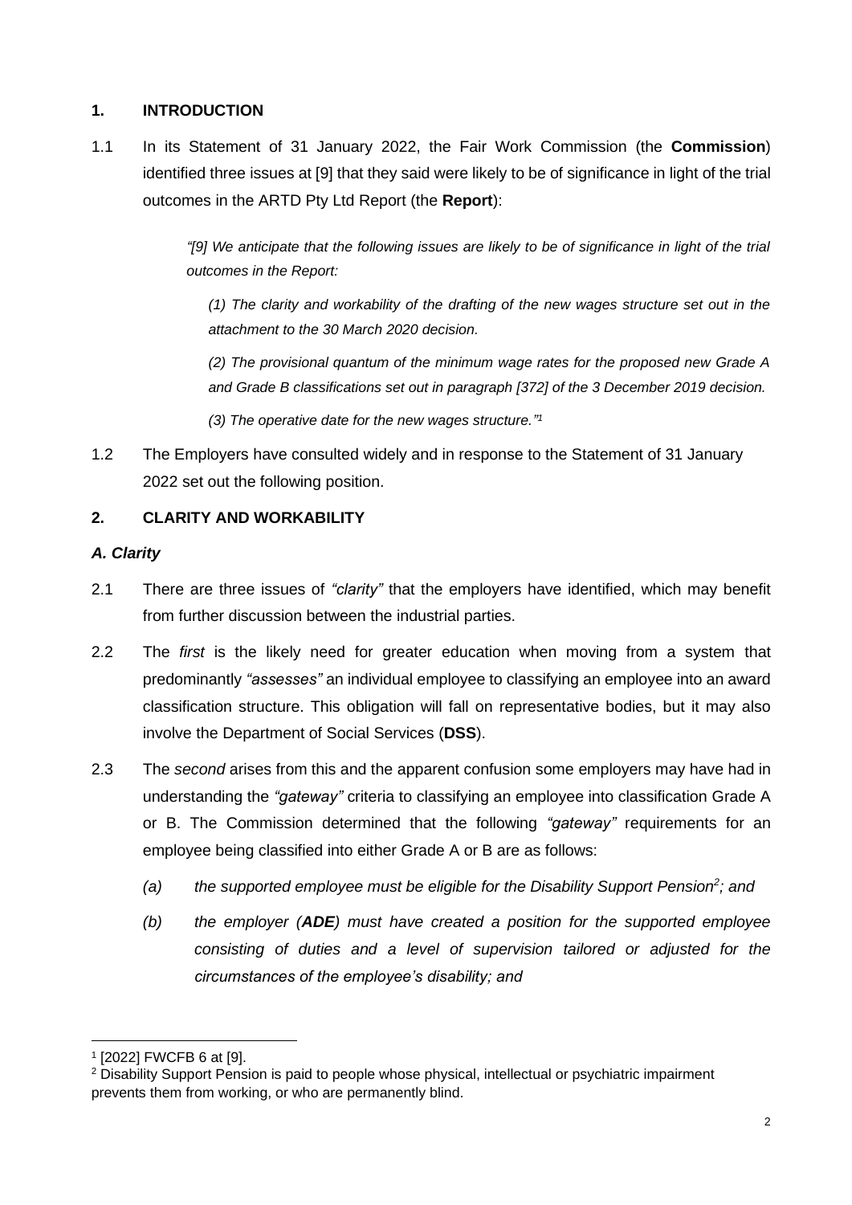## 1. INTRODUCTION

1.1 In its Statement of 31 January 2022, the Fair Work Commission (the **Commission**) identified three issues at [9] that they said were likely to be of significance in light of the trial outcomes in the ARTD Pty Ltd Report (the **Report**):

> *"[9] We anticipate that the following issues are likely to be of significance in light of the trial outcomes in the Report:*
>
> *(1) The clarity and workability of the drafting of the new wages structure set out in the attachment to the 30 March 2020 decision.*
>
> *(2) The provisional quantum of the minimum wage rates for the proposed new Grade A and Grade B classifications set out in paragraph [372] of the 3 December 2019 decision.*
>
> *(3) The operative date for the new wages structure."*[1]

1.2 The Employers have consulted widely and in response to the Statement of 31 January 2022 set out the following position.

## 2. CLARITY AND WORKABILITY

### *A. Clarity*

2.1 There are three issues of *"clarity"* that the employers have identified, which may benefit from further discussion between the industrial parties.

2.2 The *first* is the likely need for greater education when moving from a system that predominantly *"assesses"* an individual employee to classifying an employee into an award classification structure. This obligation will fall on representative bodies, but it may also involve the Department of Social Services (**DSS**).

2.3 The *second* arises from this and the apparent confusion some employers may have had in understanding the *"gateway"* criteria to classifying an employee into classification Grade A or B. The Commission determined that the following *"gateway"* requirements for an employee being classified into either Grade A or B are as follows:

- *(a) the supported employee must be eligible for the Disability Support Pension*[2]*; and*
- *(b) the employer (**ADE**) must have created a position for the supported employee consisting of duties and a level of supervision tailored or adjusted for the circumstances of the employee's disability; and*

---

[1] [2022] FWCFB 6 at [9].

[2] Disability Support Pension is paid to people whose physical, intellectual or psychiatric impairment prevents them from working, or who are permanently blind.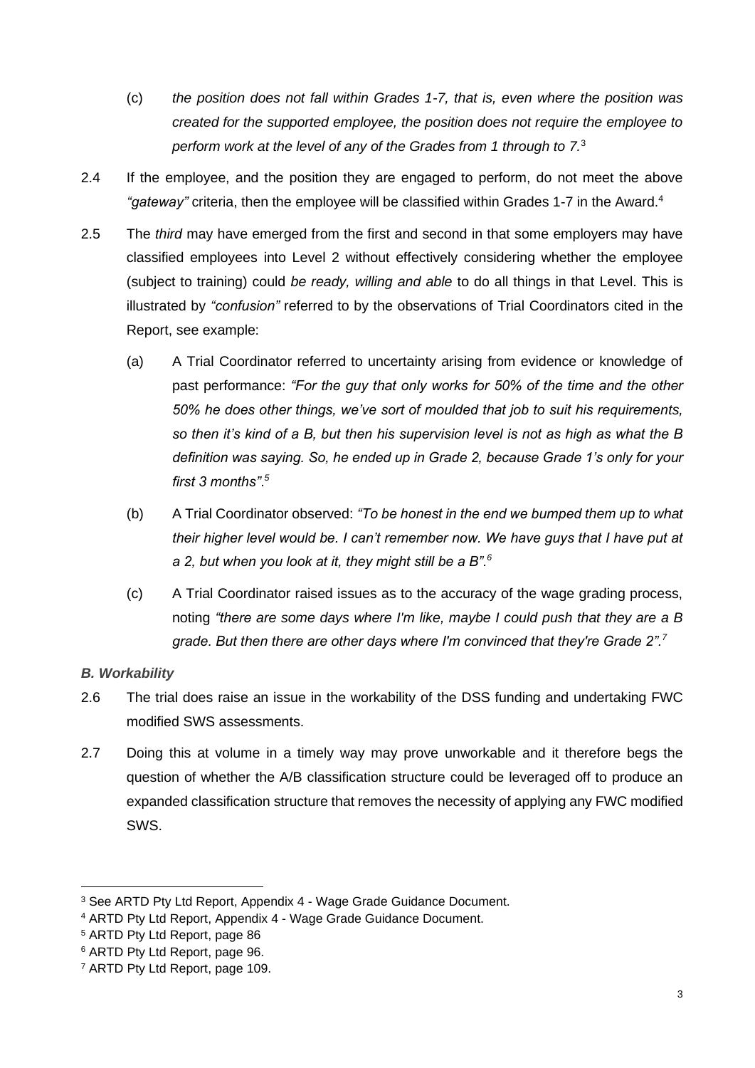(c) *the position does not fall within Grades 1-7, that is, even where the position was created for the supported employee, the position does not require the employee to perform work at the level of any of the Grades from 1 through to 7.*[3]

2.4 If the employee, and the position they are engaged to perform, do not meet the above *"gateway"* criteria, then the employee will be classified within Grades 1-7 in the Award.[4]

2.5 The *third* may have emerged from the first and second in that some employers may have classified employees into Level 2 without effectively considering whether the employee (subject to training) could *be ready, willing and able* to do all things in that Level. This is illustrated by *"confusion"* referred to by the observations of Trial Coordinators cited in the Report, see example:

(a) A Trial Coordinator referred to uncertainty arising from evidence or knowledge of past performance: *"For the guy that only works for 50% of the time and the other 50% he does other things, we've sort of moulded that job to suit his requirements, so then it's kind of a B, but then his supervision level is not as high as what the B definition was saying. So, he ended up in Grade 2, because Grade 1's only for your first 3 months"*.[5]

(b) A Trial Coordinator observed: *"To be honest in the end we bumped them up to what their higher level would be. I can't remember now. We have guys that I have put at a 2, but when you look at it, they might still be a B"*.[6]

(c) A Trial Coordinator raised issues as to the accuracy of the wage grading process, noting *"there are some days where I'm like, maybe I could push that they are a B grade. But then there are other days where I'm convinced that they're Grade 2"*.[7]

### *B. Workability*

2.6 The trial does raise an issue in the workability of the DSS funding and undertaking FWC modified SWS assessments.

2.7 Doing this at volume in a timely way may prove unworkable and it therefore begs the question of whether the A/B classification structure could be leveraged off to produce an expanded classification structure that removes the necessity of applying any FWC modified SWS.

---

[3] See ARTD Pty Ltd Report, Appendix 4 - Wage Grade Guidance Document.

[4] ARTD Pty Ltd Report, Appendix 4 - Wage Grade Guidance Document.

[5] ARTD Pty Ltd Report, page 86

[6] ARTD Pty Ltd Report, page 96.

[7] ARTD Pty Ltd Report, page 109.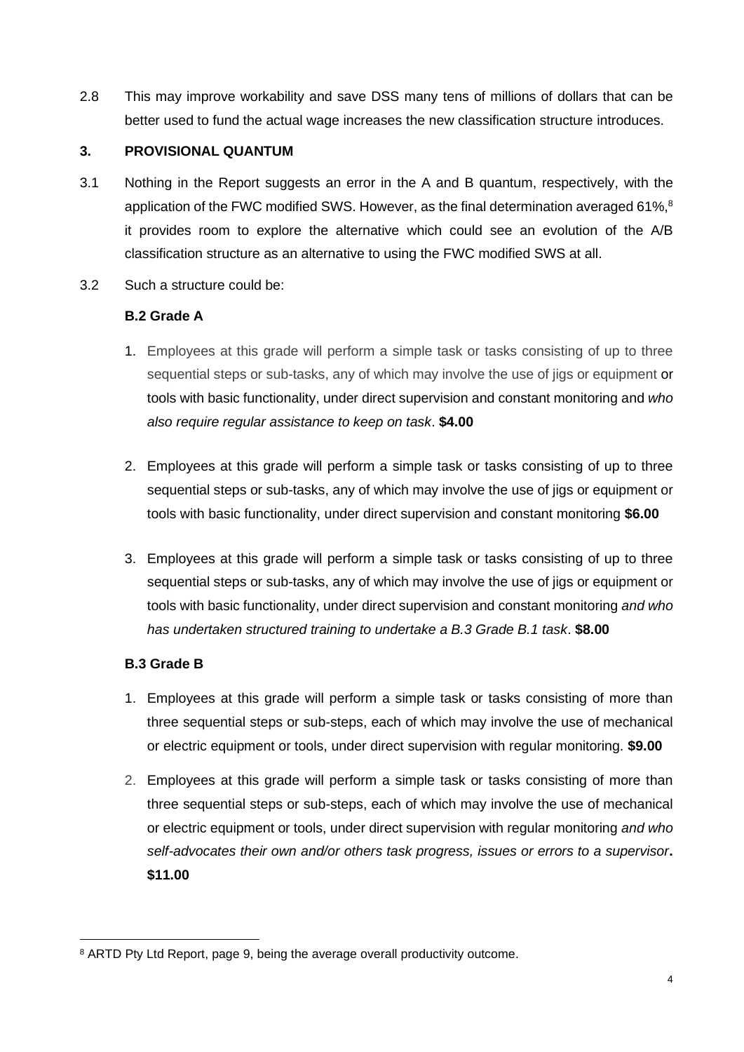2.8 This may improve workability and save DSS many tens of millions of dollars that can be better used to fund the actual wage increases the new classification structure introduces.

## 3. PROVISIONAL QUANTUM

3.1 Nothing in the Report suggests an error in the A and B quantum, respectively, with the application of the FWC modified SWS. However, as the final determination averaged 61%,[8] it provides room to explore the alternative which could see an evolution of the A/B classification structure as an alternative to using the FWC modified SWS at all.

3.2 Such a structure could be:

### B.2 Grade A

1. Employees at this grade will perform a simple task or tasks consisting of up to three sequential steps or sub-tasks, any of which may involve the use of jigs or equipment or tools with basic functionality, under direct supervision and constant monitoring and *who also require regular assistance to keep on task*. **$4.00**

2. Employees at this grade will perform a simple task or tasks consisting of up to three sequential steps or sub-tasks, any of which may involve the use of jigs or equipment or tools with basic functionality, under direct supervision and constant monitoring **$6.00**

3. Employees at this grade will perform a simple task or tasks consisting of up to three sequential steps or sub-tasks, any of which may involve the use of jigs or equipment or tools with basic functionality, under direct supervision and constant monitoring *and who has undertaken structured training to undertake a B.3 Grade B.1 task*. **$8.00**

### B.3 Grade B

1. Employees at this grade will perform a simple task or tasks consisting of more than three sequential steps or sub-steps, each of which may involve the use of mechanical or electric equipment or tools, under direct supervision with regular monitoring. **$9.00**

2. Employees at this grade will perform a simple task or tasks consisting of more than three sequential steps or sub-steps, each of which may involve the use of mechanical or electric equipment or tools, under direct supervision with regular monitoring *and who self-advocates their own and/or others task progress, issues or errors to a supervisor*. **$11.00**

---

[8] ARTD Pty Ltd Report, page 9, being the average overall productivity outcome.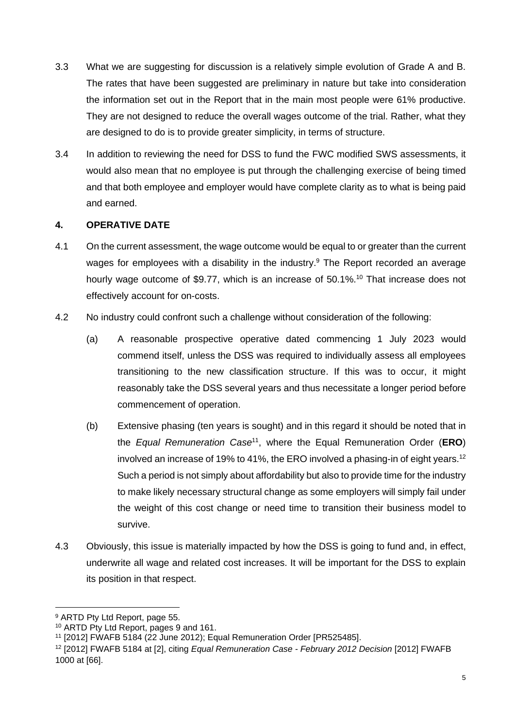3.3 What we are suggesting for discussion is a relatively simple evolution of Grade A and B. The rates that have been suggested are preliminary in nature but take into consideration the information set out in the Report that in the main most people were 61% productive. They are not designed to reduce the overall wages outcome of the trial. Rather, what they are designed to do is to provide greater simplicity, in terms of structure.

3.4 In addition to reviewing the need for DSS to fund the FWC modified SWS assessments, it would also mean that no employee is put through the challenging exercise of being timed and that both employee and employer would have complete clarity as to what is being paid and earned.

## 4. OPERATIVE DATE

4.1 On the current assessment, the wage outcome would be equal to or greater than the current wages for employees with a disability in the industry.[9] The Report recorded an average hourly wage outcome of $9.77, which is an increase of 50.1%.[10] That increase does not effectively account for on-costs.

4.2 No industry could confront such a challenge without consideration of the following:

(a) A reasonable prospective operative dated commencing 1 July 2023 would commend itself, unless the DSS was required to individually assess all employees transitioning to the new classification structure. If this was to occur, it might reasonably take the DSS several years and thus necessitate a longer period before commencement of operation.

(b) Extensive phasing (ten years is sought) and in this regard it should be noted that in the *Equal Remuneration Case*[11], where the Equal Remuneration Order (**ERO**) involved an increase of 19% to 41%, the ERO involved a phasing-in of eight years.[12] Such a period is not simply about affordability but also to provide time for the industry to make likely necessary structural change as some employers will simply fail under the weight of this cost change or need time to transition their business model to survive.

4.3 Obviously, this issue is materially impacted by how the DSS is going to fund and, in effect, underwrite all wage and related cost increases. It will be important for the DSS to explain its position in that respect.

---

[9] ARTD Pty Ltd Report, page 55.

[10] ARTD Pty Ltd Report, pages 9 and 161.

[11] [2012] FWAFB 5184 (22 June 2012); Equal Remuneration Order [PR525485].

[12] [2012] FWAFB 5184 at [2], citing *Equal Remuneration Case - February 2012 Decision* [2012] FWAFB 1000 at [66].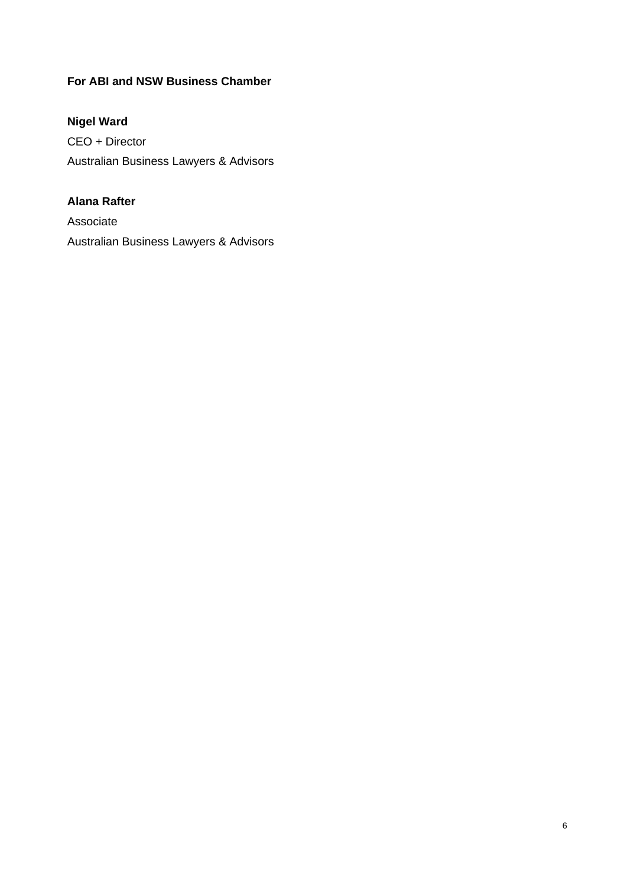**For ABI and NSW Business Chamber**

**Nigel Ward**

CEO + Director

Australian Business Lawyers & Advisors

**Alana Rafter**

Associate

Australian Business Lawyers & Advisors